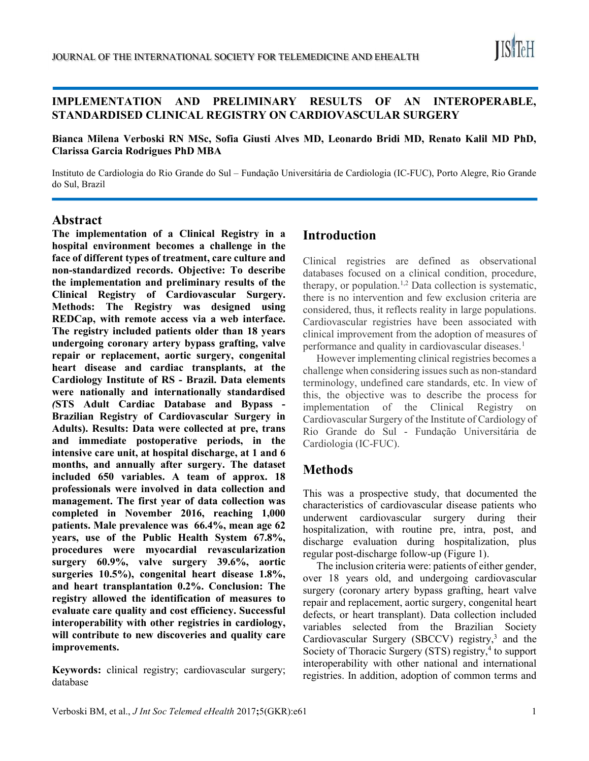# IMPLEMENTATION AND PRELIMINARY RESULTS OF AN INTEROPERABLE, STANDARDISED CLINICAL REGISTRY ON CARDIOVASCULAR SURGERY

**Bianca Milena Verboski RN MSc, Sofia Giusti Alves MD, Leonardo Bridi MD, Renato Kalil MD PhD, Clarissa Garcia Rodrigues PhD MBA**

Instituto de Cardiologia do Rio Grande do Sul – Fundação Universitária de Cardiologia (IC-FUC), Porto Alegre, Rio Grande do Sul, Brazil

## Abstract

**The implementation of a Clinical Registry in a hospital environment becomes a challenge in the face of different types of treatment, care culture and non-standardized records. Objective: To describe the implementation and preliminary results of the Clinical Registry of Cardiovascular Surgery. Methods: The Registry was designed using REDCap, with remote access via a web interface. The registry included patients older than 18 years undergoing coronary artery bypass grafting, valve repair or replacement, aortic surgery, congenital heart disease and cardiac transplants, at the Cardiology Institute of RS - Brazil. Data elements were nationally and internationally standardised *(*STS Adult Cardiac Database and Bypass - Brazilian Registry of Cardiovascular Surgery in Adults). Results: Data were collected at pre, trans and immediate postoperative periods, in the intensive care unit, at hospital discharge, at 1 and 6 months, and annually after surgery. The dataset included 650 variables. A team of approx. 18 professionals were involved in data collection and management. The first year of data collection was completed in November 2016, reaching 1,000 patients. Male prevalence was 66.4%, mean age 62 years, use of the Public Health System 67.8%, procedures were myocardial revascularization surgery 60.9%, valve surgery 39.6%, aortic surgeries 10.5%), congenital heart disease 1.8%, and heart transplantation 0.2%. Conclusion: The registry allowed the identification of measures to evaluate care quality and cost efficiency. Successful interoperability with other registries in cardiology, will contribute to new discoveries and quality care improvements.**

**Keywords:** clinical registry; cardiovascular surgery; database

## Introduction

Clinical registries are defined as observational databases focused on a clinical condition, procedure, therapy, or population.[1,2] Data collection is systematic, there is no intervention and few exclusion criteria are considered, thus, it reflects reality in large populations. Cardiovascular registries have been associated with clinical improvement from the adoption of measures of performance and quality in cardiovascular diseases.[1]

However implementing clinical registries becomes a challenge when considering issues such as non-standard terminology, undefined care standards, etc. In view of this, the objective was to describe the process for implementation of the Clinical Registry on Cardiovascular Surgery of the Institute of Cardiology of Rio Grande do Sul - Fundação Universitária de Cardiologia (IC-FUC).

## Methods

This was a prospective study, that documented the characteristics of cardiovascular disease patients who underwent cardiovascular surgery during their hospitalization, with routine pre, intra, post, and discharge evaluation during hospitalization, plus regular post-discharge follow-up (Figure 1).

The inclusion criteria were: patients of either gender, over 18 years old, and undergoing cardiovascular surgery (coronary artery bypass grafting, heart valve repair and replacement, aortic surgery, congenital heart defects, or heart transplant). Data collection included variables selected from the Brazilian Society Cardiovascular Surgery (SBCCV) registry,[3] and the Society of Thoracic Surgery (STS) registry,[4] to support interoperability with other national and international registries. In addition, adoption of common terms and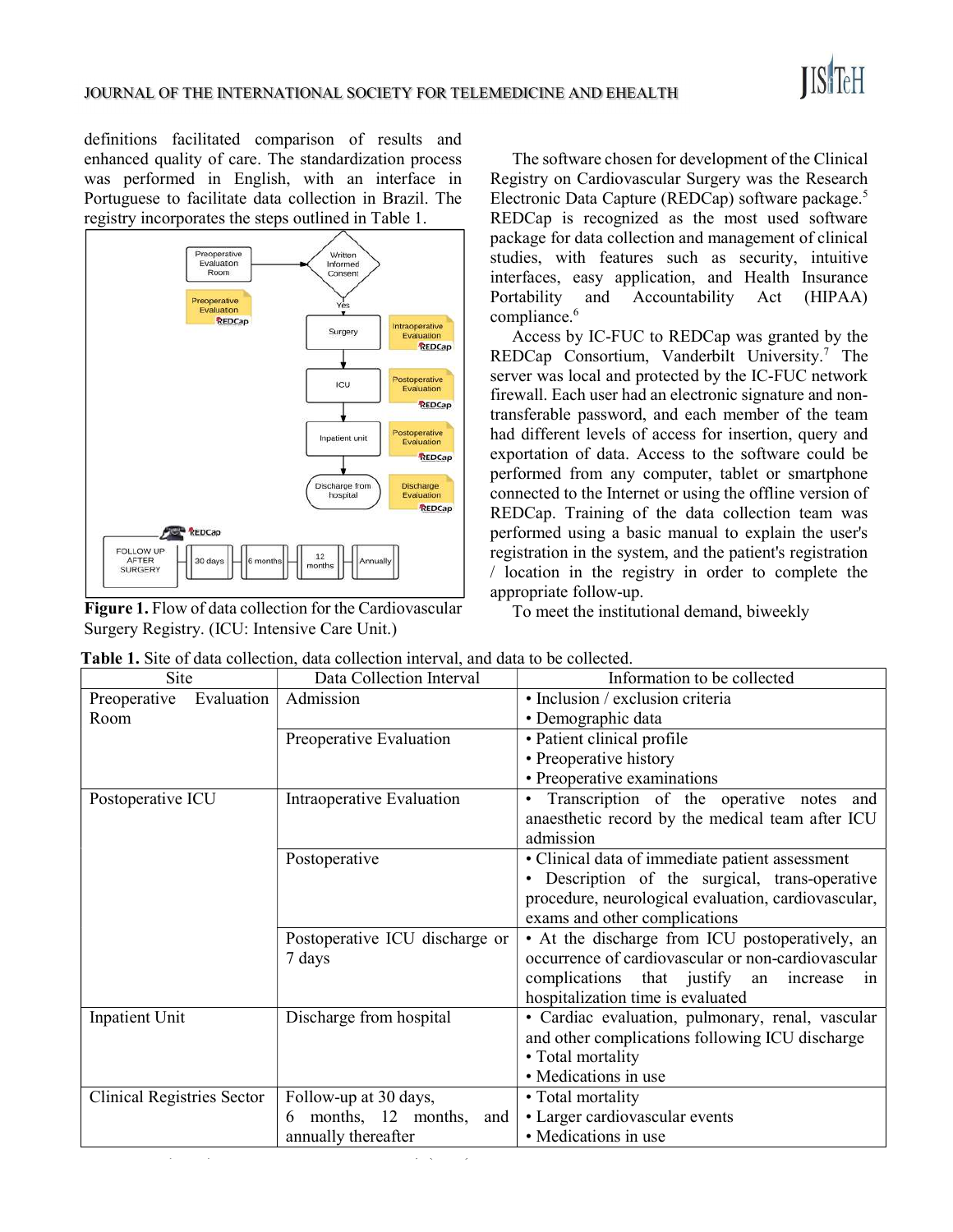definitions facilitated comparison of results and enhanced quality of care. The standardization process was performed in English, with an interface in Portuguese to facilitate data collection in Brazil. The registry incorporates the steps outlined in Table 1.

**Figure 1.** Flow of data collection for the Cardiovascular Surgery Registry. (ICU: Intensive Care Unit.)

The software chosen for development of the Clinical Registry on Cardiovascular Surgery was the Research Electronic Data Capture (REDCap) software package.[5] REDCap is recognized as the most used software package for data collection and management of clinical studies, with features such as security, intuitive interfaces, easy application, and Health Insurance Portability and Accountability Act (HIPAA) compliance.[6]

Access by IC-FUC to REDCap was granted by the REDCap Consortium, Vanderbilt University.[7] The server was local and protected by the IC-FUC network firewall. Each user had an electronic signature and non-transferable password, and each member of the team had different levels of access for insertion, query and exportation of data. Access to the software could be performed from any computer, tablet or smartphone connected to the Internet or using the offline version of REDCap. Training of the data collection team was performed using a basic manual to explain the user's registration in the system, and the patient's registration / location in the registry in order to complete the appropriate follow-up.

To meet the institutional demand, biweekly

**Table 1.** Site of data collection, data collection interval, and data to be collected.

| Site | Data Collection Interval | Information to be collected |
| --- | --- | --- |
| Preoperative Evaluation Room | Admission | • Inclusion / exclusion criteria<br>• Demographic data |
| | Preoperative Evaluation | • Patient clinical profile<br>• Preoperative history<br>• Preoperative examinations |
| Postoperative ICU | Intraoperative Evaluation | • Transcription of the operative notes and anaesthetic record by the medical team after ICU admission |
| | Postoperative | • Clinical data of immediate patient assessment<br>• Description of the surgical, trans-operative procedure, neurological evaluation, cardiovascular, exams and other complications |
| | Postoperative ICU discharge or 7 days | • At the discharge from ICU postoperatively, an occurrence of cardiovascular or non-cardiovascular complications that justify an increase in hospitalization time is evaluated |
| Inpatient Unit | Discharge from hospital | • Cardiac evaluation, pulmonary, renal, vascular and other complications following ICU discharge<br>• Total mortality<br>• Medications in use |
| Clinical Registries Sector | Follow-up at 30 days, 6 months, 12 months, and annually thereafter | • Total mortality<br>• Larger cardiovascular events<br>• Medications in use |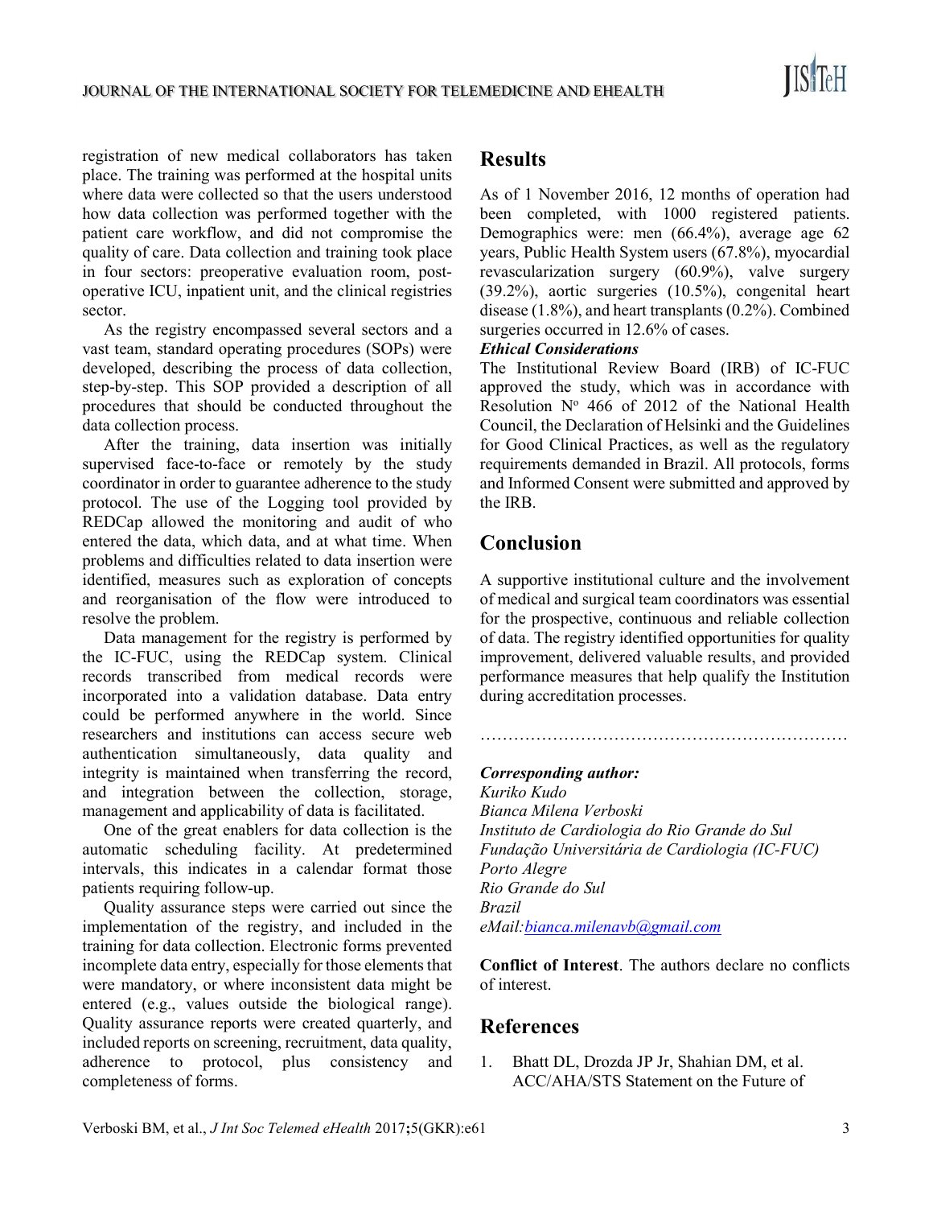registration of new medical collaborators has taken place. The training was performed at the hospital units where data were collected so that the users understood how data collection was performed together with the patient care workflow, and did not compromise the quality of care. Data collection and training took place in four sectors: preoperative evaluation room, post-operative ICU, inpatient unit, and the clinical registries sector.

As the registry encompassed several sectors and a vast team, standard operating procedures (SOPs) were developed, describing the process of data collection, step-by-step. This SOP provided a description of all procedures that should be conducted throughout the data collection process.

After the training, data insertion was initially supervised face-to-face or remotely by the study coordinator in order to guarantee adherence to the study protocol. The use of the Logging tool provided by REDCap allowed the monitoring and audit of who entered the data, which data, and at what time. When problems and difficulties related to data insertion were identified, measures such as exploration of concepts and reorganisation of the flow were introduced to resolve the problem.

Data management for the registry is performed by the IC-FUC, using the REDCap system. Clinical records transcribed from medical records were incorporated into a validation database. Data entry could be performed anywhere in the world. Since researchers and institutions can access secure web authentication simultaneously, data quality and integrity is maintained when transferring the record, and integration between the collection, storage, management and applicability of data is facilitated.

One of the great enablers for data collection is the automatic scheduling facility. At predetermined intervals, this indicates in a calendar format those patients requiring follow-up.

Quality assurance steps were carried out since the implementation of the registry, and included in the training for data collection. Electronic forms prevented incomplete data entry, especially for those elements that were mandatory, or where inconsistent data might be entered (e.g., values outside the biological range). Quality assurance reports were created quarterly, and included reports on screening, recruitment, data quality, adherence to protocol, plus consistency and completeness of forms.

## Results

As of 1 November 2016, 12 months of operation had been completed, with 1000 registered patients. Demographics were: men (66.4%), average age 62 years, Public Health System users (67.8%), myocardial revascularization surgery (60.9%), valve surgery (39.2%), aortic surgeries (10.5%), congenital heart disease (1.8%), and heart transplants (0.2%). Combined surgeries occurred in 12.6% of cases.

### *Ethical Considerations*

The Institutional Review Board (IRB) of IC-FUC approved the study, which was in accordance with Resolution Nº 466 of 2012 of the National Health Council, the Declaration of Helsinki and the Guidelines for Good Clinical Practices, as well as the regulatory requirements demanded in Brazil. All protocols, forms and Informed Consent were submitted and approved by the IRB.

## Conclusion

A supportive institutional culture and the involvement of medical and surgical team coordinators was essential for the prospective, continuous and reliable collection of data. The registry identified opportunities for quality improvement, delivered valuable results, and provided performance measures that help qualify the Institution during accreditation processes.

………………………………………………………

***Corresponding author:***
*Kuriko Kudo*
*Bianca Milena Verboski*
*Instituto de Cardiologia do Rio Grande do Sul*
*Fundação Universitária de Cardiologia (IC-FUC)*
*Porto Alegre*
*Rio Grande do Sul*
*Brazil*
*eMail:bianca.milenavb@gmail.com*

**Conflict of Interest**. The authors declare no conflicts of interest.

## References

1. Bhatt DL, Drozda JP Jr, Shahian DM, et al. ACC/AHA/STS Statement on the Future of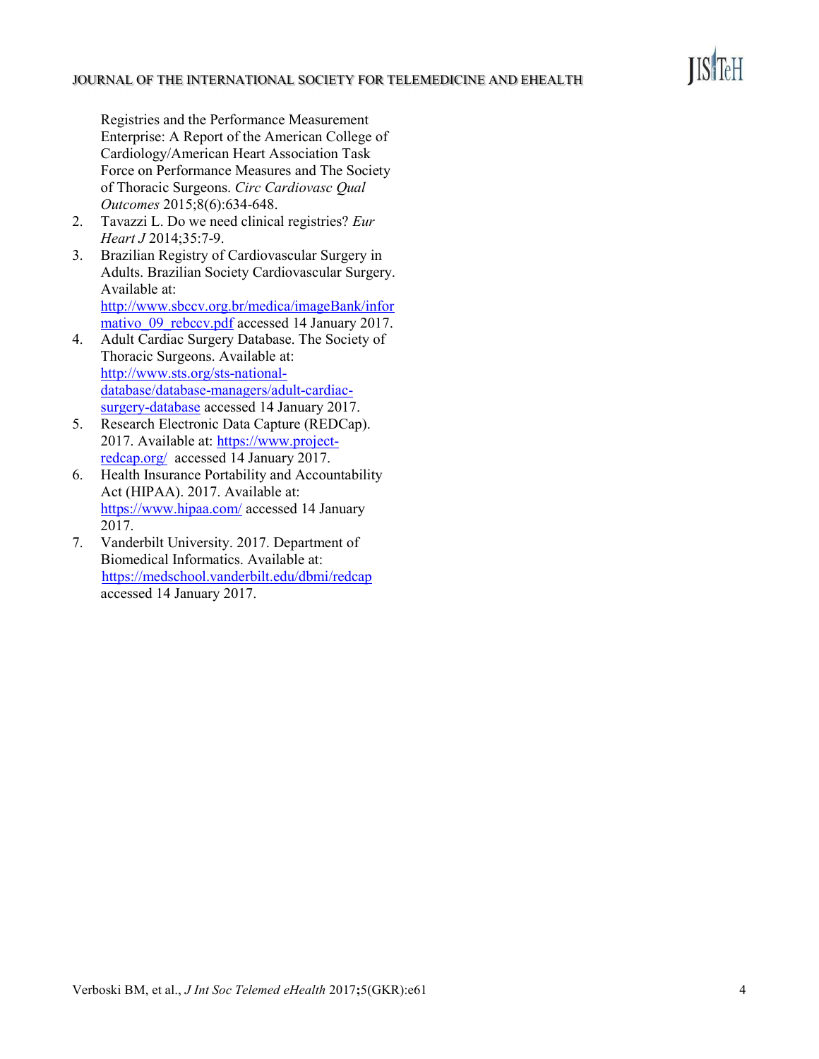Registries and the Performance Measurement Enterprise: A Report of the American College of Cardiology/American Heart Association Task Force on Performance Measures and The Society of Thoracic Surgeons. *Circ Cardiovasc Qual Outcomes* 2015;8(6):634-648.

2. Tavazzi L. Do we need clinical registries? *Eur Heart J* 2014;35:7-9.
3. Brazilian Registry of Cardiovascular Surgery in Adults. Brazilian Society Cardiovascular Surgery. Available at: http://www.sbccv.org.br/medica/imageBank/informativo_09_rebccv.pdf accessed 14 January 2017.
4. Adult Cardiac Surgery Database. The Society of Thoracic Surgeons. Available at: http://www.sts.org/sts-national-database/database-managers/adult-cardiac-surgery-database accessed 14 January 2017.
5. Research Electronic Data Capture (REDCap). 2017. Available at: https://www.project-redcap.org/ accessed 14 January 2017.
6. Health Insurance Portability and Accountability Act (HIPAA). 2017. Available at: https://www.hipaa.com/ accessed 14 January 2017.
7. Vanderbilt University. 2017. Department of Biomedical Informatics. Available at: https://medschool.vanderbilt.edu/dbmi/redcap accessed 14 January 2017.